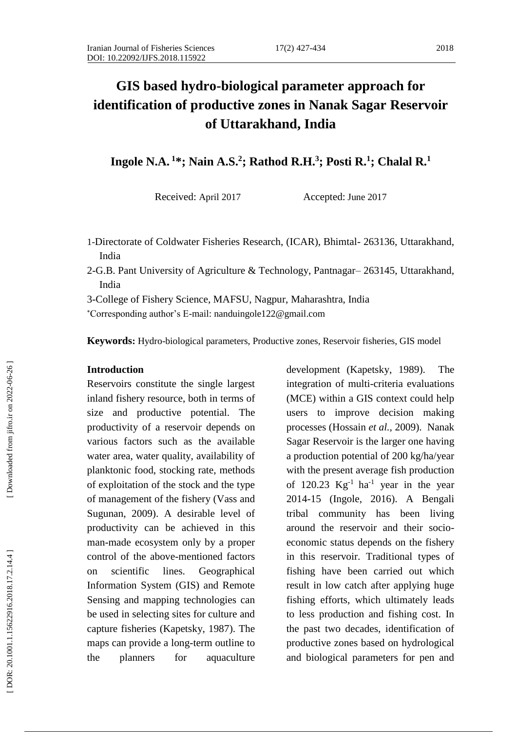# GIS based hydro-biological parameter approach for identification of productive zones in Nanak Sagar Reservoir of Uttarakhand, India

**Ingole N.A.[1]*; Nain A.S.[2]; Rathod R.H.[3]; Posti R.[1]; Chalal R.[1]**

Received: April 2017 Accepted: June 2017

1-Directorate of Coldwater Fisheries Research, (ICAR), Bhimtal- 263136, Uttarakhand, India

2-G.B. Pant University of Agriculture & Technology, Pantnagar– 263145, Uttarakhand, India

3-College of Fishery Science, MAFSU, Nagpur, Maharashtra, India

*Corresponding author's E-mail: nanduingole122@gmail.com

**Keywords:** Hydro-biological parameters, Productive zones, Reservoir fisheries, GIS model

## Introduction

Reservoirs constitute the single largest inland fishery resource, both in terms of size and productive potential. The productivity of a reservoir depends on various factors such as the available water area, water quality, availability of planktonic food, stocking rate, methods of exploitation of the stock and the type of management of the fishery (Vass and Sugunan, 2009). A desirable level of productivity can be achieved in this man-made ecosystem only by a proper control of the above-mentioned factors on scientific lines. Geographical Information System (GIS) and Remote Sensing and mapping technologies can be used in selecting sites for culture and capture fisheries (Kapetsky, 1987). The maps can provide a long-term outline to the planners for aquaculture development (Kapetsky, 1989). The integration of multi-criteria evaluations (MCE) within a GIS context could help users to improve decision making processes (Hossain *et al.*, 2009). Nanak Sagar Reservoir is the larger one having a production potential of 200 kg/ha/year with the present average fish production of 120.23 $Kg^{-1}$ $ha^{-1}$ year in the year 2014-15 (Ingole, 2016). A Bengali tribal community has been living around the reservoir and their socio-economic status depends on the fishery in this reservoir. Traditional types of fishing have been carried out which result in low catch after applying huge fishing efforts, which ultimately leads to less production and fishing cost. In the past two decades, identification of productive zones based on hydrological and biological parameters for pen and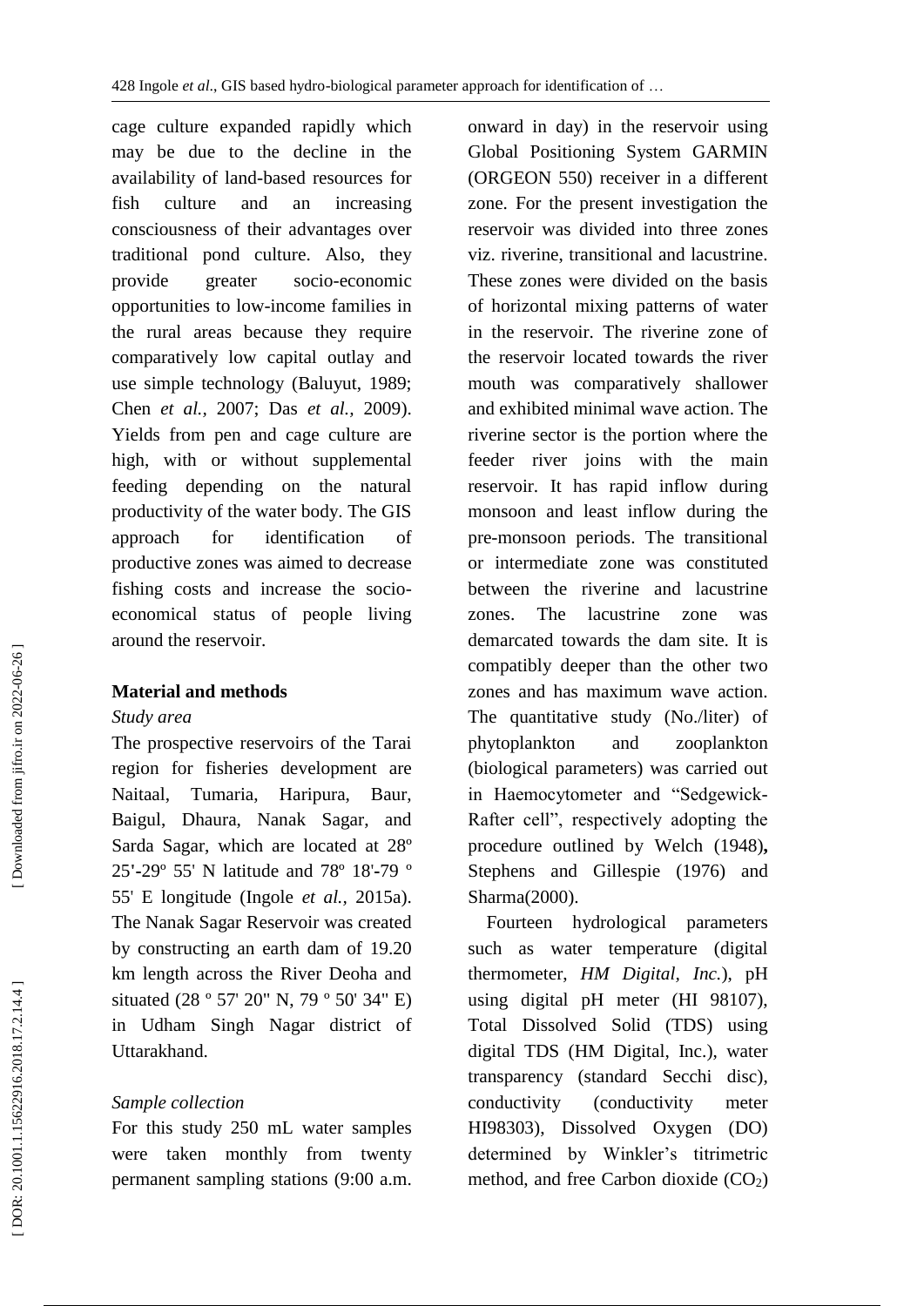cage culture expanded rapidly which may be due to the decline in the availability of land-based resources for fish culture and an increasing consciousness of their advantages over traditional pond culture. Also, they provide greater socio-economic opportunities to low-income families in the rural areas because they require comparatively low capital outlay and use simple technology (Baluyut, 1989; Chen *et al.,* 2007; Das *et al.,* 2009). Yields from pen and cage culture are high, with or without supplemental feeding depending on the natural productivity of the water body. The GIS approach for identification of productive zones was aimed to decrease fishing costs and increase the socio-economical status of people living around the reservoir.

## Material and methods

### *Study area*

The prospective reservoirs of the Tarai region for fisheries development are Naitaal, Tumaria, Haripura, Baur, Baigul, Dhaura, Nanak Sagar, and Sarda Sagar, which are located at 28º 25'-29º 55' N latitude and 78º 18'-79 º 55' E longitude (Ingole *et al.,* 2015a). The Nanak Sagar Reservoir was created by constructing an earth dam of 19.20 km length across the River Deoha and situated (28 º 57' 20" N, 79 º 50' 34" E) in Udham Singh Nagar district of Uttarakhand.

### *Sample collection*

For this study 250 mL water samples were taken monthly from twenty permanent sampling stations (9:00 a.m. onward in day) in the reservoir using Global Positioning System GARMIN (ORGEON 550) receiver in a different zone. For the present investigation the reservoir was divided into three zones viz. riverine, transitional and lacustrine. These zones were divided on the basis of horizontal mixing patterns of water in the reservoir. The riverine zone of the reservoir located towards the river mouth was comparatively shallower and exhibited minimal wave action. The riverine sector is the portion where the feeder river joins with the main reservoir. It has rapid inflow during monsoon and least inflow during the pre-monsoon periods. The transitional or intermediate zone was constituted between the riverine and lacustrine zones. The lacustrine zone was demarcated towards the dam site. It is compatibly deeper than the other two zones and has maximum wave action. The quantitative study (No./liter) of phytoplankton and zooplankton (biological parameters) was carried out in Haemocytometer and "Sedgewick-Rafter cell", respectively adopting the procedure outlined by Welch (1948)**,** Stephens and Gillespie (1976) and Sharma(2000).

Fourteen hydrological parameters such as water temperature (digital thermometer, *HM Digital, Inc.*), pH using digital pH meter (HI 98107), Total Dissolved Solid (TDS) using digital TDS (HM Digital, Inc.), water transparency (standard Secchi disc), conductivity (conductivity meter HI98303), Dissolved Oxygen (DO) determined by Winkler's titrimetric method, and free Carbon dioxide ($CO_2$)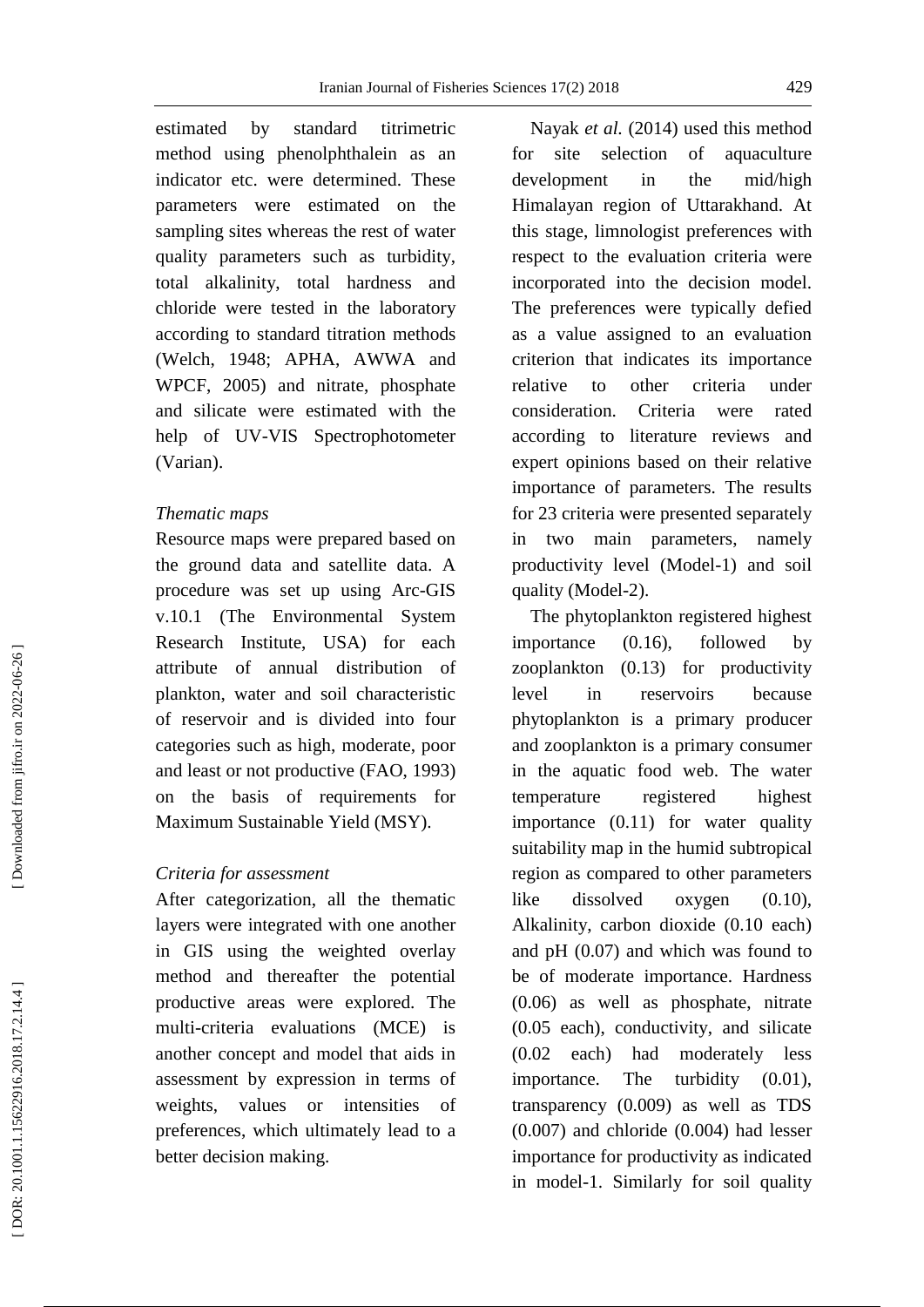estimated by standard titrimetric method using phenolphthalein as an indicator etc. were determined. These parameters were estimated on the sampling sites whereas the rest of water quality parameters such as turbidity, total alkalinity, total hardness and chloride were tested in the laboratory according to standard titration methods (Welch, 1948; APHA, AWWA and WPCF, 2005) and nitrate, phosphate and silicate were estimated with the help of UV-VIS Spectrophotometer (Varian).

*Thematic maps*

Resource maps were prepared based on the ground data and satellite data. A procedure was set up using Arc-GIS v.10.1 (The Environmental System Research Institute, USA) for each attribute of annual distribution of plankton, water and soil characteristic of reservoir and is divided into four categories such as high, moderate, poor and least or not productive (FAO, 1993) on the basis of requirements for Maximum Sustainable Yield (MSY).

*Criteria for assessment*

After categorization, all the thematic layers were integrated with one another in GIS using the weighted overlay method and thereafter the potential productive areas were explored. The multi-criteria evaluations (MCE) is another concept and model that aids in assessment by expression in terms of weights, values or intensities of preferences, which ultimately lead to a better decision making.

Nayak *et al.* (2014) used this method for site selection of aquaculture development in the mid/high Himalayan region of Uttarakhand. At this stage, limnologist preferences with respect to the evaluation criteria were incorporated into the decision model. The preferences were typically defied as a value assigned to an evaluation criterion that indicates its importance relative to other criteria under consideration. Criteria were rated according to literature reviews and expert opinions based on their relative importance of parameters. The results for 23 criteria were presented separately in two main parameters, namely productivity level (Model-1) and soil quality (Model-2).

The phytoplankton registered highest importance (0.16), followed by zooplankton (0.13) for productivity level in reservoirs because phytoplankton is a primary producer and zooplankton is a primary consumer in the aquatic food web. The water temperature registered highest importance (0.11) for water quality suitability map in the humid subtropical region as compared to other parameters like dissolved oxygen (0.10), Alkalinity, carbon dioxide (0.10 each) and pH (0.07) and which was found to be of moderate importance. Hardness (0.06) as well as phosphate, nitrate (0.05 each), conductivity, and silicate (0.02 each) had moderately less importance. The turbidity (0.01), transparency (0.009) as well as TDS (0.007) and chloride (0.004) had lesser importance for productivity as indicated in model-1. Similarly for soil quality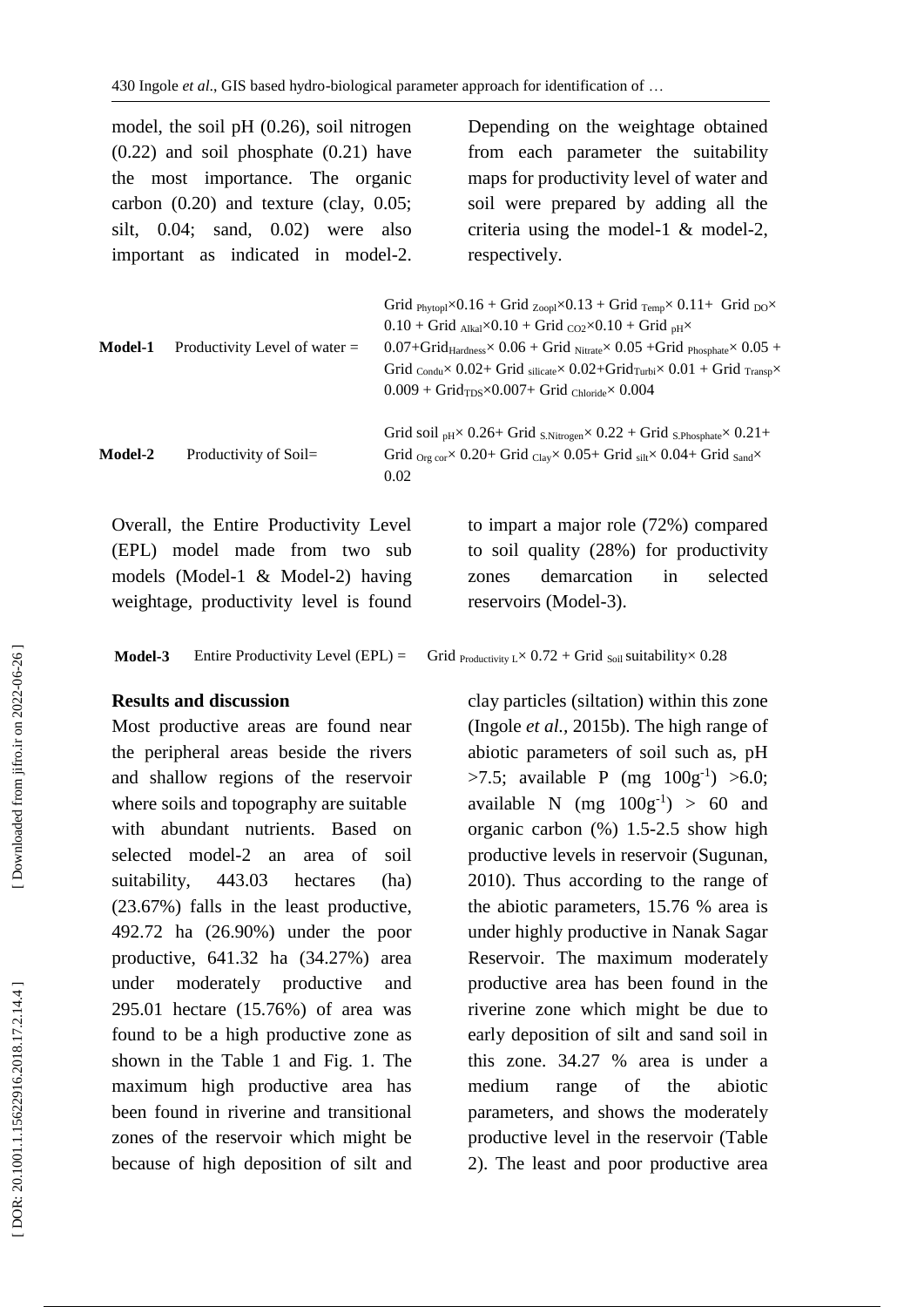model, the soil pH (0.26), soil nitrogen (0.22) and soil phosphate (0.21) have the most importance. The organic carbon (0.20) and texture (clay, 0.05; silt, 0.04; sand, 0.02) were also important as indicated in model-2. Depending on the weightage obtained from each parameter the suitability maps for productivity level of water and soil were prepared by adding all the criteria using the model-1 & model-2, respectively.

**Model-1** Productivity Level of water = $Grid_{Phytopl} \times 0.16 + Grid_{Zoopl} \times 0.13 + Grid_{Temp} \times 0.11 + Grid_{DO} \times 0.10 + Grid_{Alkal} \times 0.10 + Grid_{CO2} \times 0.10 + Grid_{pH} \times 0.07 + Grid_{Hardness} \times 0.06 + Grid_{Nitrate} \times 0.05 + Grid_{Phosphate} \times 0.05 + Grid_{Condu} \times 0.02 + Grid_{silicate} \times 0.02 + Grid_{Turbi} \times 0.01 + Grid_{Transp} \times 0.009 + Grid_{TDS} \times 0.007 + Grid_{Chloride} \times 0.004$

**Model-2** Productivity of Soil= $Grid\ soil_{pH} \times 0.26 + Grid_{S.Nitrogen} \times 0.22 + Grid_{S.Phosphate} \times 0.21 + Grid_{Org\ cor} \times 0.20 + Grid_{Clay} \times 0.05 + Grid_{silt} \times 0.04 + Grid_{Sand} \times 0.02$

Overall, the Entire Productivity Level (EPL) model made from two sub models (Model-1 & Model-2) having weightage, productivity level is found to impart a major role (72%) compared to soil quality (28%) for productivity zones demarcation in selected reservoirs (Model-3).

**Model-3** Entire Productivity Level (EPL) = $Grid_{Productivity\ L} \times 0.72 + Grid_{Soil}\ suitability \times 0.28$

## Results and discussion

Most productive areas are found near the peripheral areas beside the rivers and shallow regions of the reservoir where soils and topography are suitable with abundant nutrients. Based on selected model-2 an area of soil suitability, 443.03 hectares (ha) (23.67%) falls in the least productive, 492.72 ha (26.90%) under the poor productive, 641.32 ha (34.27%) area under moderately productive and 295.01 hectare (15.76%) of area was found to be a high productive zone as shown in the Table 1 and Fig. 1. The maximum high productive area has been found in riverine and transitional zones of the reservoir which might be because of high deposition of silt and clay particles (siltation) within this zone (Ingole *et al.*, 2015b). The high range of abiotic parameters of soil such as, pH >7.5; available P (mg $100g^{-1}$) >6.0; available N (mg $100g^{-1}$) > 60 and organic carbon (%) 1.5-2.5 show high productive levels in reservoir (Sugunan, 2010). Thus according to the range of the abiotic parameters, 15.76 % area is under highly productive in Nanak Sagar Reservoir. The maximum moderately productive area has been found in the riverine zone which might be due to early deposition of silt and sand soil in this zone. 34.27 % area is under a medium range of the abiotic parameters, and shows the moderately productive level in the reservoir (Table 2). The least and poor productive area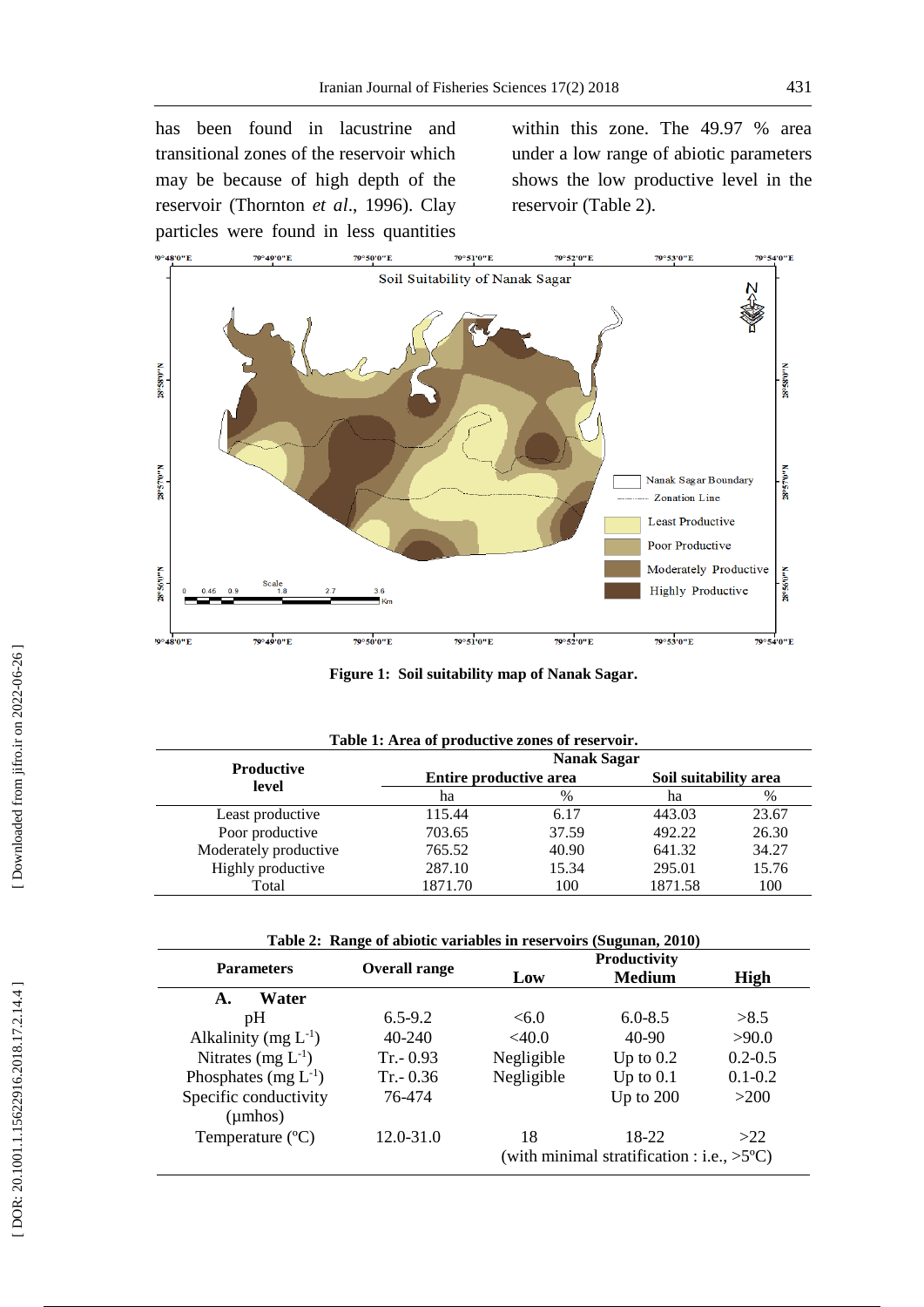has been found in lacustrine and transitional zones of the reservoir which may be because of high depth of the reservoir (Thornton *et al*., 1996). Clay particles were found in less quantities within this zone. The 49.97 % area under a low range of abiotic parameters shows the low productive level in the reservoir (Table 2).

**Figure 1: Soil suitability map of Nanak Sagar.**

**Table 1: Area of productive zones of reservoir.**

| Productive level | Nanak Sagar | | | |
|---|---|---|---|---|
| | Entire productive area | | Soil suitability area | |
| | ha | % | ha | % |
| Least productive | 115.44 | 6.17 | 443.03 | 23.67 |
| Poor productive | 703.65 | 37.59 | 492.22 | 26.30 |
| Moderately productive | 765.52 | 40.90 | 641.32 | 34.27 |
| Highly productive | 287.10 | 15.34 | 295.01 | 15.76 |
| Total | 1871.70 | 100 | 1871.58 | 100 |

**Table 2: Range of abiotic variables in reservoirs (Sugunan, 2010)**

| Parameters | Overall range | Productivity | | |
|---|---|---|---|---|
| | | Low | Medium | High |
| **A. Water** | | | | |
| pH | 6.5-9.2 | <6.0 | 6.0-8.5 | >8.5 |
| Alkalinity (mg $L^{-1}$) | 40-240 | <40.0 | 40-90 | >90.0 |
| Nitrates (mg $L^{-1}$) | Tr.- 0.93 | Negligible | Up to 0.2 | 0.2-0.5 |
| Phosphates (mg $L^{-1}$) | Tr.- 0.36 | Negligible | Up to 0.1 | 0.1-0.2 |
| Specific conductivity (µmhos) | 76-474 | | Up to 200 | >200 |
| Temperature (ºC) | 12.0-31.0 | 18 | 18-22 | >22 |
| | | (with minimal stratification : i.e., >5ºC) | | |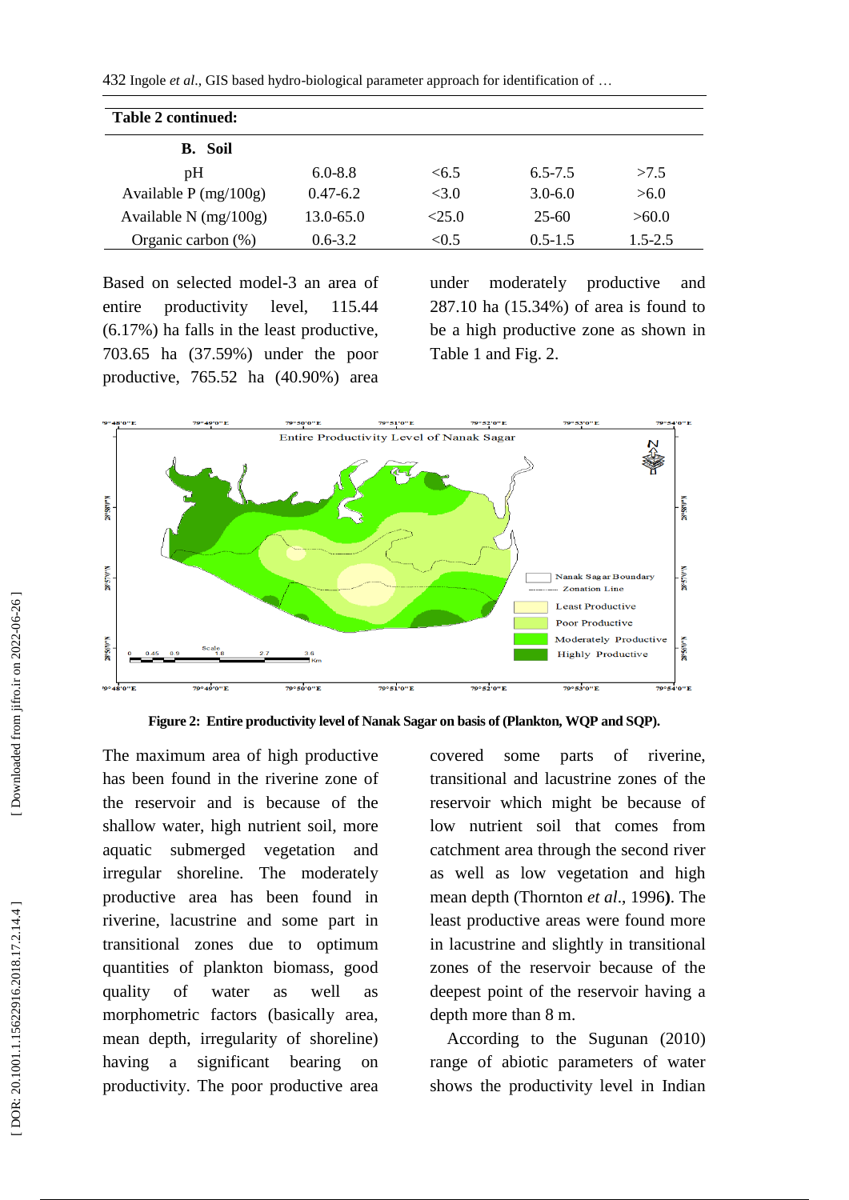**Table 2 continued:**

| **B. Soil** | | | | |
|---|---|---|---|---|
| pH | 6.0-8.8 | <6.5 | 6.5-7.5 | >7.5 |
| Available P (mg/100g) | 0.47-6.2 | <3.0 | 3.0-6.0 | >6.0 |
| Available N (mg/100g) | 13.0-65.0 | <25.0 | 25-60 | >60.0 |
| Organic carbon (%) | 0.6-3.2 | <0.5 | 0.5-1.5 | 1.5-2.5 |

Based on selected model-3 an area of entire productivity level, 115.44 (6.17%) ha falls in the least productive, 703.65 ha (37.59%) under the poor productive, 765.52 ha (40.90%) area under moderately productive and 287.10 ha (15.34%) of area is found to be a high productive zone as shown in Table 1 and Fig. 2.

**Figure 2: Entire productivity level of Nanak Sagar on basis of (Plankton, WQP and SQP).**

The maximum area of high productive has been found in the riverine zone of the reservoir and is because of the shallow water, high nutrient soil, more aquatic submerged vegetation and irregular shoreline. The moderately productive area has been found in riverine, lacustrine and some part in transitional zones due to optimum quantities of plankton biomass, good quality of water as well as morphometric factors (basically area, mean depth, irregularity of shoreline) having a significant bearing on productivity. The poor productive area covered some parts of riverine, transitional and lacustrine zones of the reservoir which might be because of low nutrient soil that comes from catchment area through the second river as well as low vegetation and high mean depth (Thornton *et al*., 1996**)**. The least productive areas were found more in lacustrine and slightly in transitional zones of the reservoir because of the deepest point of the reservoir having a depth more than 8 m.

According to the Sugunan (2010) range of abiotic parameters of water shows the productivity level in Indian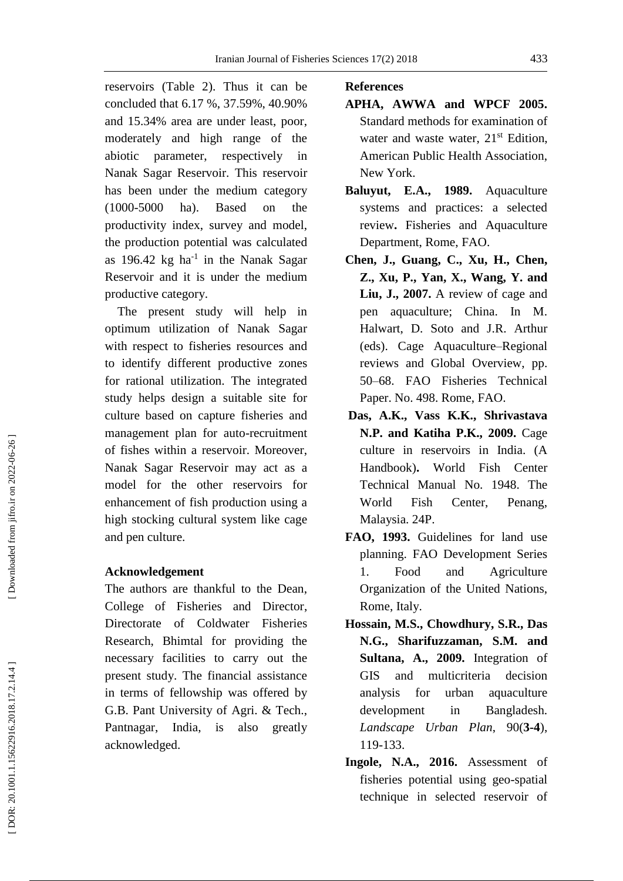reservoirs (Table 2). Thus it can be concluded that 6.17 %, 37.59%, 40.90% and 15.34% area are under least, poor, moderately and high range of the abiotic parameter, respectively in Nanak Sagar Reservoir. This reservoir has been under the medium category (1000-5000 ha). Based on the productivity index, survey and model, the production potential was calculated as 196.42 kg $ha^{-1}$ in the Nanak Sagar Reservoir and it is under the medium productive category.

The present study will help in optimum utilization of Nanak Sagar with respect to fisheries resources and to identify different productive zones for rational utilization. The integrated study helps design a suitable site for culture based on capture fisheries and management plan for auto-recruitment of fishes within a reservoir. Moreover, Nanak Sagar Reservoir may act as a model for the other reservoirs for enhancement of fish production using a high stocking cultural system like cage and pen culture.

## Acknowledgement

The authors are thankful to the Dean, College of Fisheries and Director, Directorate of Coldwater Fisheries Research, Bhimtal for providing the necessary facilities to carry out the present study. The financial assistance in terms of fellowship was offered by G.B. Pant University of Agri. & Tech., Pantnagar, India, is also greatly acknowledged.

## References

**APHA, AWWA and WPCF 2005.** Standard methods for examination of water and waste water, 21st Edition, American Public Health Association, New York.

**Baluyut, E.A., 1989.** Aquaculture systems and practices: a selected review**.** Fisheries and Aquaculture Department, Rome, FAO.

**Chen, J., Guang, C., Xu, H., Chen, Z., Xu, P., Yan, X., Wang, Y. and Liu, J., 2007.** A review of cage and pen aquaculture; China. In M. Halwart, D. Soto and J.R. Arthur (eds). Cage Aquaculture–Regional reviews and Global Overview, pp. 50–68. FAO Fisheries Technical Paper. No. 498. Rome, FAO.

**Das, A.K., Vass K.K., Shrivastava N.P. and Katiha P.K., 2009.** Cage culture in reservoirs in India. (A Handbook)**.** World Fish Center Technical Manual No. 1948. The World Fish Center, Penang, Malaysia. 24P.

**FAO, 1993.** Guidelines for land use planning. FAO Development Series 1. Food and Agriculture Organization of the United Nations, Rome, Italy.

**Hossain, M.S., Chowdhury, S.R., Das N.G., Sharifuzzaman, S.M. and Sultana, A., 2009.** Integration of GIS and multicriteria decision analysis for urban aquaculture development in Bangladesh. *Landscape Urban Plan*, 90(**3-4**), 119-133.

**Ingole, N.A., 2016.** Assessment of fisheries potential using geo-spatial technique in selected reservoir of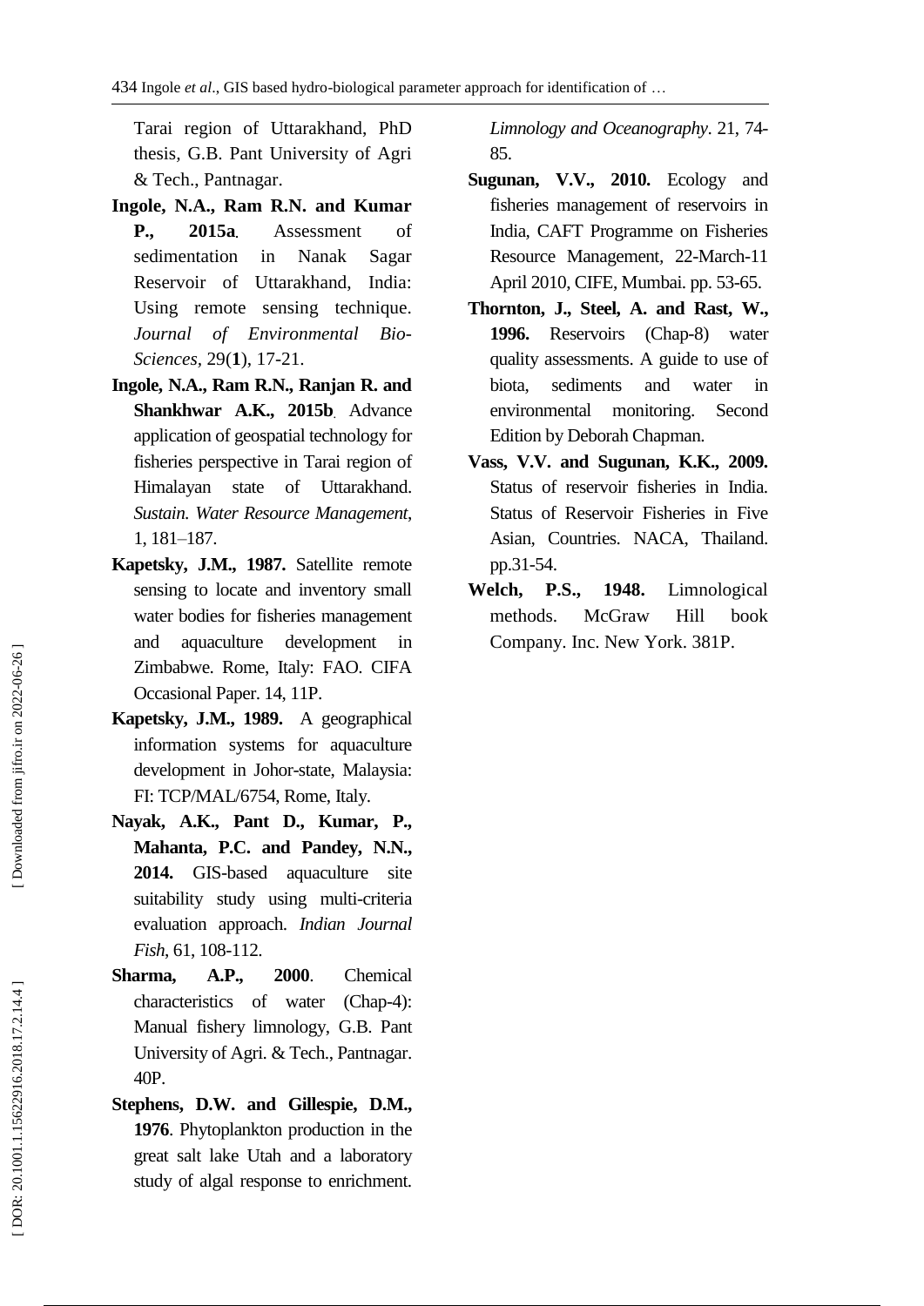Tarai region of Uttarakhand, PhD thesis, G.B. Pant University of Agri & Tech., Pantnagar.

**Ingole, N.A., Ram R.N. and Kumar P., 2015a**. Assessment of sedimentation in Nanak Sagar Reservoir of Uttarakhand, India: Using remote sensing technique. *Journal of Environmental Bio-Sciences*, 29(**1**), 17-21.

**Ingole, N.A., Ram R.N., Ranjan R. and Shankhwar A.K., 2015b**. Advance application of geospatial technology for fisheries perspective in Tarai region of Himalayan state of Uttarakhand. *Sustain. Water Resource Management*, 1, 181–187.

**Kapetsky, J.M., 1987.** Satellite remote sensing to locate and inventory small water bodies for fisheries management and aquaculture development in Zimbabwe. Rome, Italy: FAO. CIFA Occasional Paper. 14, 11P.

**Kapetsky, J.M., 1989.** A geographical information systems for aquaculture development in Johor-state, Malaysia: FI: TCP/MAL/6754, Rome, Italy.

**Nayak, A.K., Pant D., Kumar, P., Mahanta, P.C. and Pandey, N.N., 2014.** GIS-based aquaculture site suitability study using multi-criteria evaluation approach. *Indian Journal Fish*, 61, 108-112.

**Sharma, A.P., 2000**. Chemical characteristics of water (Chap-4): Manual fishery limnology, G.B. Pant University of Agri. & Tech., Pantnagar. 40P.

**Stephens, D.W. and Gillespie, D.M., 1976**. Phytoplankton production in the great salt lake Utah and a laboratory study of algal response to enrichment. *Limnology and Oceanography*. 21, 74-85.

**Sugunan, V.V., 2010.** Ecology and fisheries management of reservoirs in India, CAFT Programme on Fisheries Resource Management, 22-March-11 April 2010, CIFE, Mumbai. pp. 53-65.

**Thornton, J., Steel, A. and Rast, W., 1996.** Reservoirs (Chap-8) water quality assessments. A guide to use of biota, sediments and water in environmental monitoring. Second Edition by Deborah Chapman.

**Vass, V.V. and Sugunan, K.K., 2009.** Status of reservoir fisheries in India. Status of Reservoir Fisheries in Five Asian, Countries. NACA, Thailand. pp.31-54.

**Welch, P.S., 1948.** Limnological methods. McGraw Hill book Company. Inc. New York. 381P.